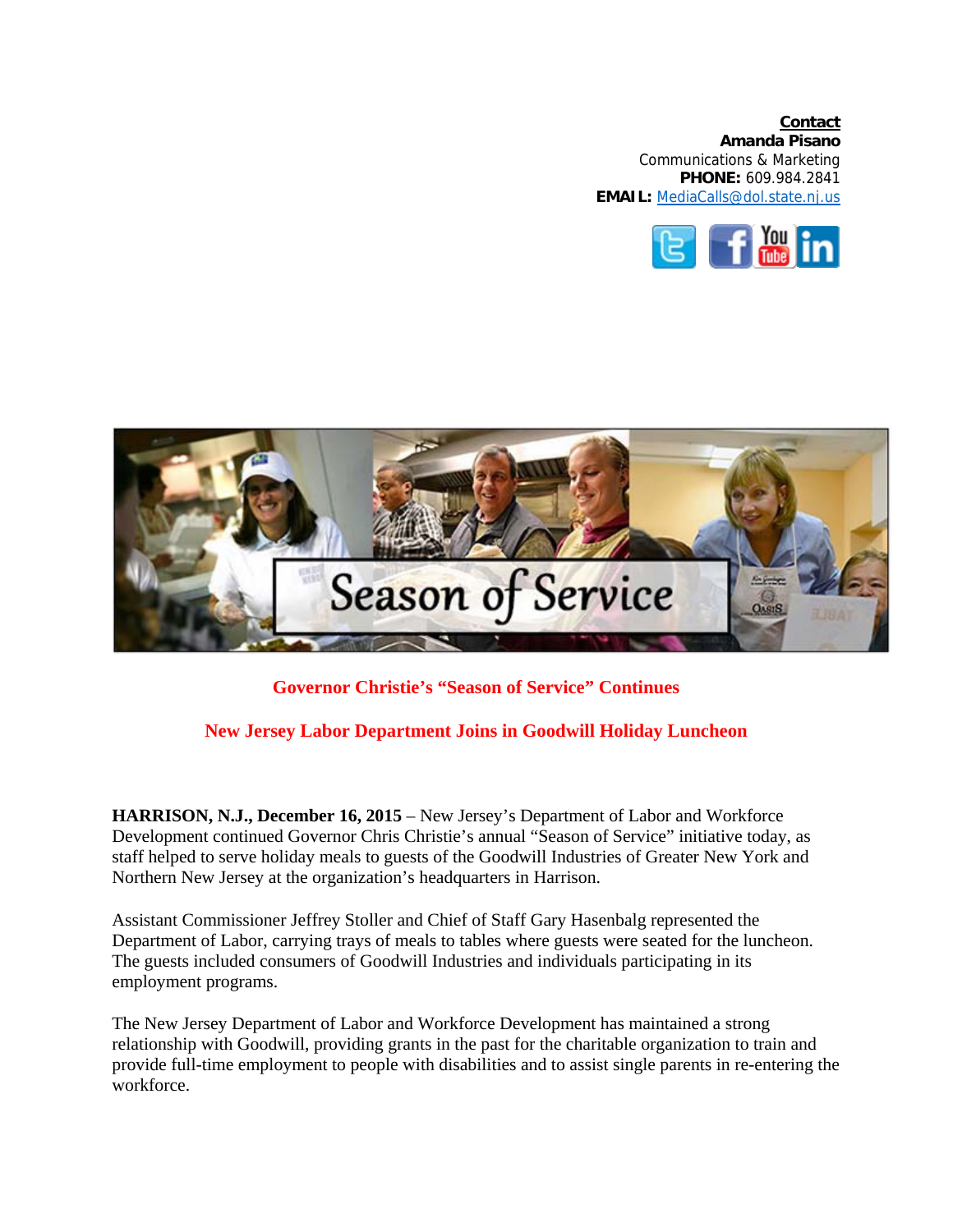**Contact**
**Amanda Pisano**
Communications & Marketing
**PHONE:** 609.984.2841
**EMAIL:** MediaCalls@dol.state.nj.us

## Governor Christie's "Season of Service" Continues

## New Jersey Labor Department Joins in Goodwill Holiday Luncheon

**HARRISON, N.J., December 16, 2015** – New Jersey's Department of Labor and Workforce Development continued Governor Chris Christie's annual "Season of Service" initiative today, as staff helped to serve holiday meals to guests of the Goodwill Industries of Greater New York and Northern New Jersey at the organization's headquarters in Harrison.

Assistant Commissioner Jeffrey Stoller and Chief of Staff Gary Hasenbalg represented the Department of Labor, carrying trays of meals to tables where guests were seated for the luncheon. The guests included consumers of Goodwill Industries and individuals participating in its employment programs.

The New Jersey Department of Labor and Workforce Development has maintained a strong relationship with Goodwill, providing grants in the past for the charitable organization to train and provide full-time employment to people with disabilities and to assist single parents in re-entering the workforce.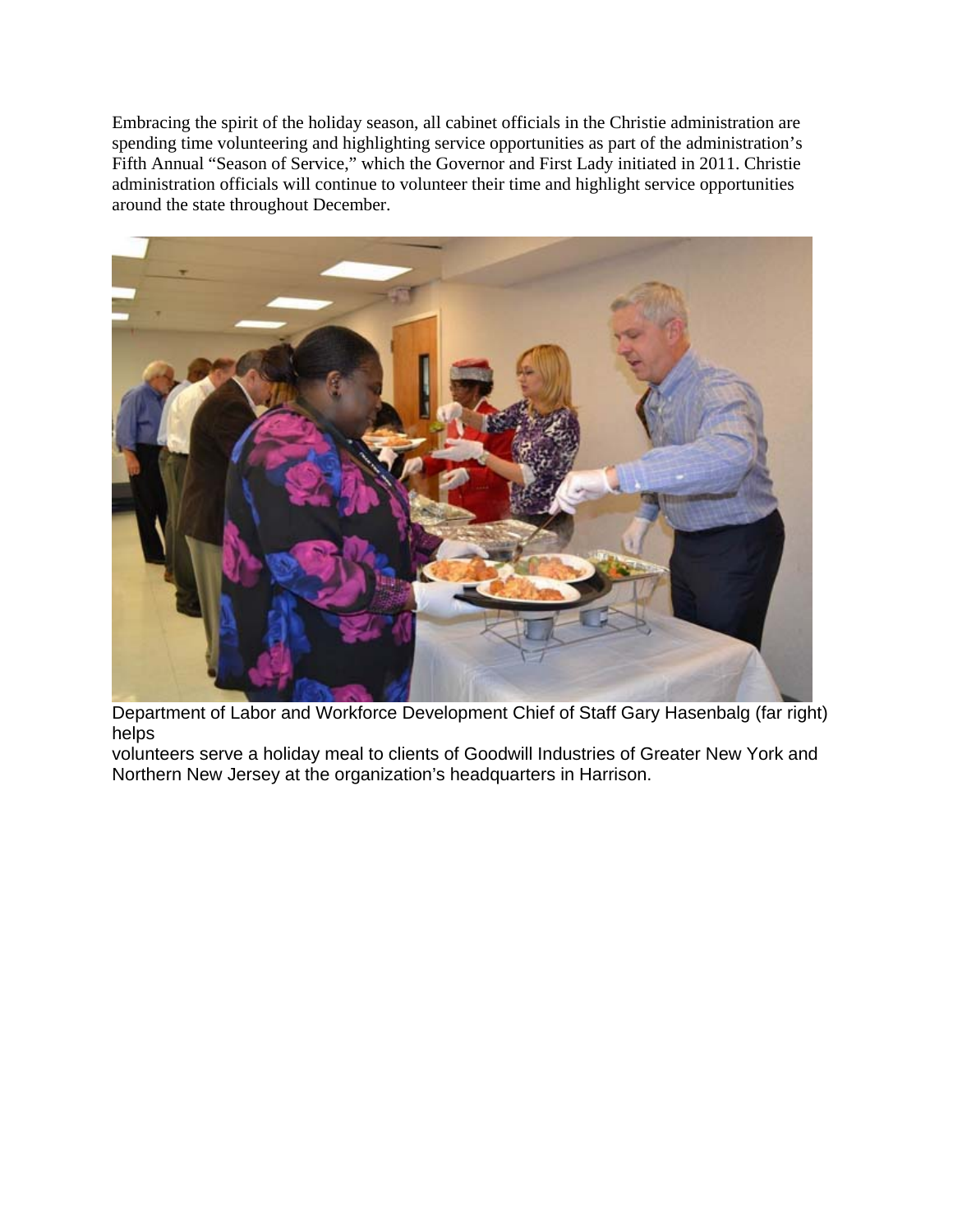Embracing the spirit of the holiday season, all cabinet officials in the Christie administration are spending time volunteering and highlighting service opportunities as part of the administration's Fifth Annual "Season of Service," which the Governor and First Lady initiated in 2011. Christie administration officials will continue to volunteer their time and highlight service opportunities around the state throughout December.

Department of Labor and Workforce Development Chief of Staff Gary Hasenbalg (far right) helps volunteers serve a holiday meal to clients of Goodwill Industries of Greater New York and Northern New Jersey at the organization's headquarters in Harrison.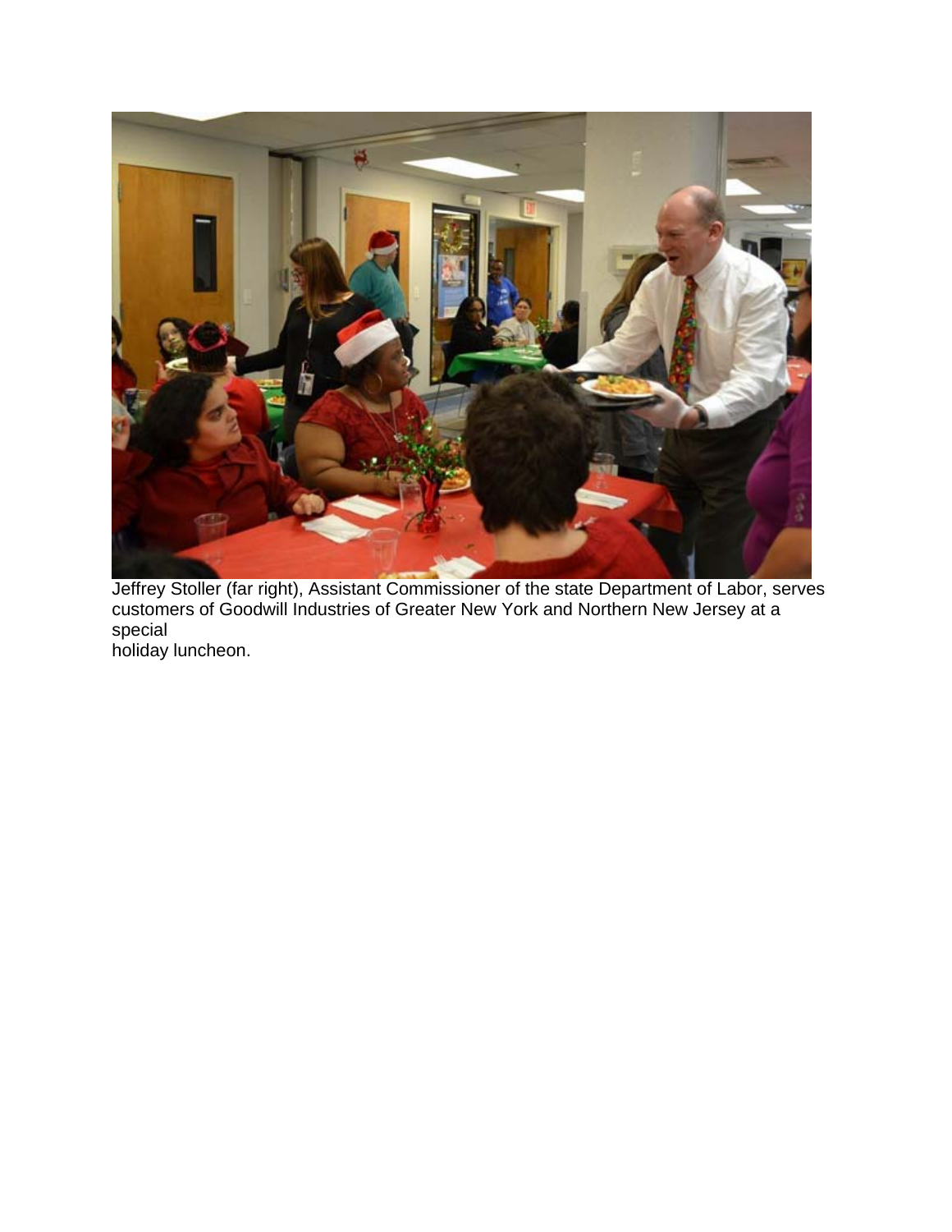Jeffrey Stoller (far right), Assistant Commissioner of the state Department of Labor, serves customers of Goodwill Industries of Greater New York and Northern New Jersey at a special holiday luncheon.